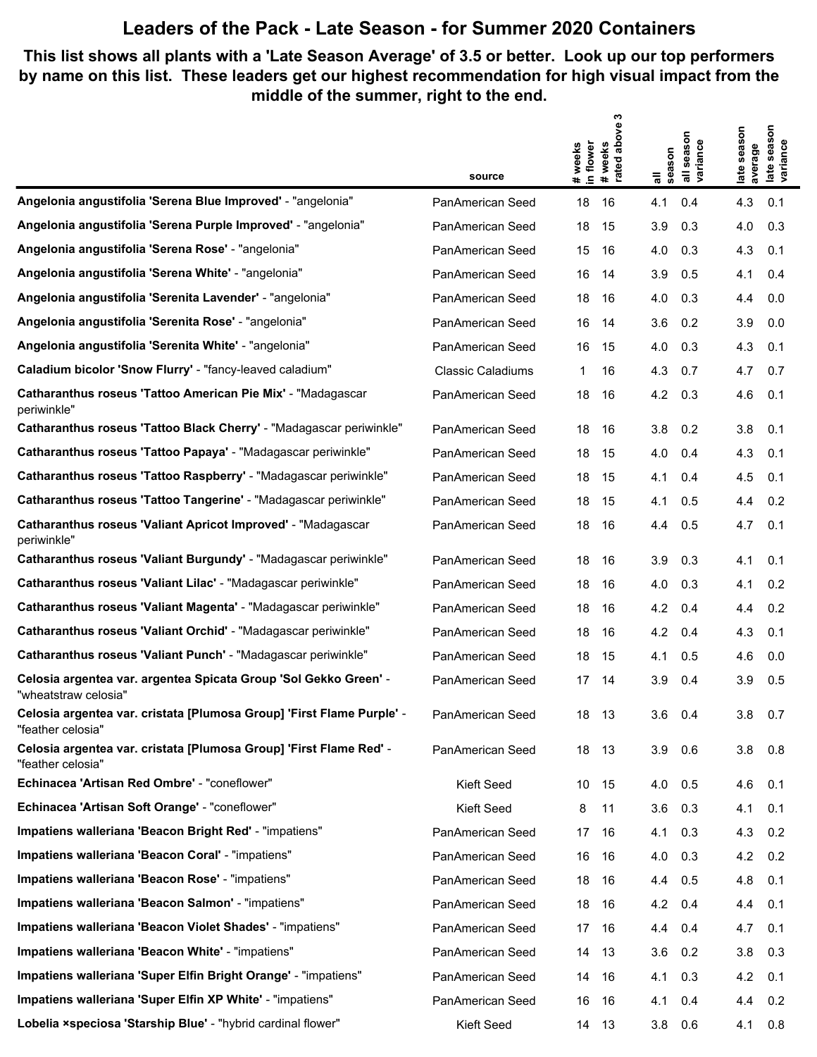# Leaders of the Pack - Late Season - for Summer 2020 Containers

**This list shows all plants with a 'Late Season Average' of 3.5 or better. Look up our top performers by name on this list. These leaders get our highest recommendation for high visual impact from the middle of the summer, right to the end.**

| | source | # weeks in flower | # weeks rated above 3 | all season | all season variance | late season average | late season variance |
|---|---|---|---|---|---|---|---|
| **Angelonia angustifolia 'Serena Blue Improved'** - "angelonia" | PanAmerican Seed | 18 | 16 | 4.1 | 0.4 | 4.3 | 0.1 |
| **Angelonia angustifolia 'Serena Purple Improved'** - "angelonia" | PanAmerican Seed | 18 | 15 | 3.9 | 0.3 | 4.0 | 0.3 |
| **Angelonia angustifolia 'Serena Rose'** - "angelonia" | PanAmerican Seed | 15 | 16 | 4.0 | 0.3 | 4.3 | 0.1 |
| **Angelonia angustifolia 'Serena White'** - "angelonia" | PanAmerican Seed | 16 | 14 | 3.9 | 0.5 | 4.1 | 0.4 |
| **Angelonia angustifolia 'Serenita Lavender'** - "angelonia" | PanAmerican Seed | 18 | 16 | 4.0 | 0.3 | 4.4 | 0.0 |
| **Angelonia angustifolia 'Serenita Rose'** - "angelonia" | PanAmerican Seed | 16 | 14 | 3.6 | 0.2 | 3.9 | 0.0 |
| **Angelonia angustifolia 'Serenita White'** - "angelonia" | PanAmerican Seed | 16 | 15 | 4.0 | 0.3 | 4.3 | 0.1 |
| **Caladium bicolor 'Snow Flurry'** - "fancy-leaved caladium" | Classic Caladiums | 1 | 16 | 4.3 | 0.7 | 4.7 | 0.7 |
| **Catharanthus roseus 'Tattoo American Pie Mix'** - "Madagascar periwinkle" | PanAmerican Seed | 18 | 16 | 4.2 | 0.3 | 4.6 | 0.1 |
| **Catharanthus roseus 'Tattoo Black Cherry'** - "Madagascar periwinkle" | PanAmerican Seed | 18 | 16 | 3.8 | 0.2 | 3.8 | 0.1 |
| **Catharanthus roseus 'Tattoo Papaya'** - "Madagascar periwinkle" | PanAmerican Seed | 18 | 15 | 4.0 | 0.4 | 4.3 | 0.1 |
| **Catharanthus roseus 'Tattoo Raspberry'** - "Madagascar periwinkle" | PanAmerican Seed | 18 | 15 | 4.1 | 0.4 | 4.5 | 0.1 |
| **Catharanthus roseus 'Tattoo Tangerine'** - "Madagascar periwinkle" | PanAmerican Seed | 18 | 15 | 4.1 | 0.5 | 4.4 | 0.2 |
| **Catharanthus roseus 'Valiant Apricot Improved'** - "Madagascar periwinkle" | PanAmerican Seed | 18 | 16 | 4.4 | 0.5 | 4.7 | 0.1 |
| **Catharanthus roseus 'Valiant Burgundy'** - "Madagascar periwinkle" | PanAmerican Seed | 18 | 16 | 3.9 | 0.3 | 4.1 | 0.1 |
| **Catharanthus roseus 'Valiant Lilac'** - "Madagascar periwinkle" | PanAmerican Seed | 18 | 16 | 4.0 | 0.3 | 4.1 | 0.2 |
| **Catharanthus roseus 'Valiant Magenta'** - "Madagascar periwinkle" | PanAmerican Seed | 18 | 16 | 4.2 | 0.4 | 4.4 | 0.2 |
| **Catharanthus roseus 'Valiant Orchid'** - "Madagascar periwinkle" | PanAmerican Seed | 18 | 16 | 4.2 | 0.4 | 4.3 | 0.1 |
| **Catharanthus roseus 'Valiant Punch'** - "Madagascar periwinkle" | PanAmerican Seed | 18 | 15 | 4.1 | 0.5 | 4.6 | 0.0 |
| **Celosia argentea var. argentea Spicata Group 'Sol Gekko Green'** - "wheatstraw celosia" | PanAmerican Seed | 17 | 14 | 3.9 | 0.4 | 3.9 | 0.5 |
| **Celosia argentea var. cristata [Plumosa Group] 'First Flame Purple'** - "feather celosia" | PanAmerican Seed | 18 | 13 | 3.6 | 0.4 | 3.8 | 0.7 |
| **Celosia argentea var. cristata [Plumosa Group] 'First Flame Red'** - "feather celosia" | PanAmerican Seed | 18 | 13 | 3.9 | 0.6 | 3.8 | 0.8 |
| **Echinacea 'Artisan Red Ombre'** - "coneflower" | Kieft Seed | 10 | 15 | 4.0 | 0.5 | 4.6 | 0.1 |
| **Echinacea 'Artisan Soft Orange'** - "coneflower" | Kieft Seed | 8 | 11 | 3.6 | 0.3 | 4.1 | 0.1 |
| **Impatiens walleriana 'Beacon Bright Red'** - "impatiens" | PanAmerican Seed | 17 | 16 | 4.1 | 0.3 | 4.3 | 0.2 |
| **Impatiens walleriana 'Beacon Coral'** - "impatiens" | PanAmerican Seed | 16 | 16 | 4.0 | 0.3 | 4.2 | 0.2 |
| **Impatiens walleriana 'Beacon Rose'** - "impatiens" | PanAmerican Seed | 18 | 16 | 4.4 | 0.5 | 4.8 | 0.1 |
| **Impatiens walleriana 'Beacon Salmon'** - "impatiens" | PanAmerican Seed | 18 | 16 | 4.2 | 0.4 | 4.4 | 0.1 |
| **Impatiens walleriana 'Beacon Violet Shades'** - "impatiens" | PanAmerican Seed | 17 | 16 | 4.4 | 0.4 | 4.7 | 0.1 |
| **Impatiens walleriana 'Beacon White'** - "impatiens" | PanAmerican Seed | 14 | 13 | 3.6 | 0.2 | 3.8 | 0.3 |
| **Impatiens walleriana 'Super Elfin Bright Orange'** - "impatiens" | PanAmerican Seed | 14 | 16 | 4.1 | 0.3 | 4.2 | 0.1 |
| **Impatiens walleriana 'Super Elfin XP White'** - "impatiens" | PanAmerican Seed | 16 | 16 | 4.1 | 0.4 | 4.4 | 0.2 |
| **Lobelia ×speciosa 'Starship Blue'** - "hybrid cardinal flower" | Kieft Seed | 14 | 13 | 3.8 | 0.6 | 4.1 | 0.8 |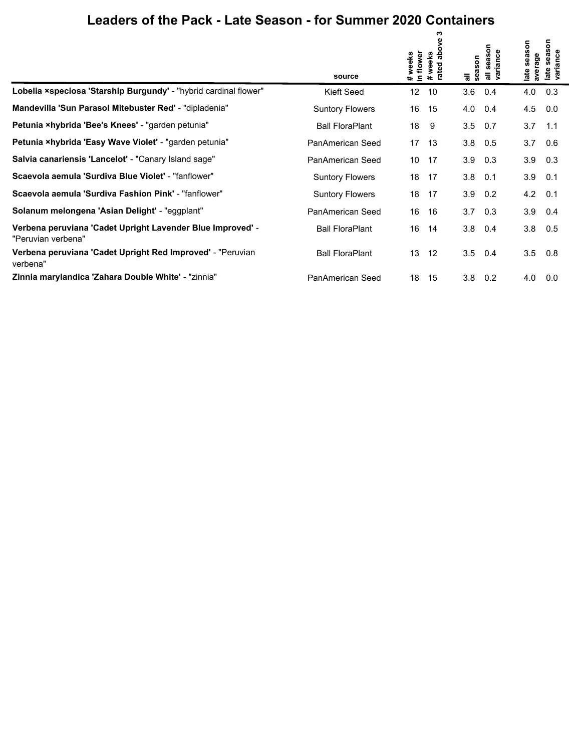# Leaders of the Pack - Late Season - for Summer 2020 Containers

| | source | # weeks in flower | # weeks rated above 3 | all season | all season variance | late season average | late season variance |
|---|---|---|---|---|---|---|---|
| **Lobelia ×speciosa 'Starship Burgundy'** - "hybrid cardinal flower" | Kieft Seed | 12 | 10 | 3.6 | 0.4 | 4.0 | 0.3 |
| **Mandevilla 'Sun Parasol Mitebuster Red'** - "dipladenia" | Suntory Flowers | 16 | 15 | 4.0 | 0.4 | 4.5 | 0.0 |
| **Petunia ×hybrida 'Bee's Knees'** - "garden petunia" | Ball FloraPlant | 18 | 9 | 3.5 | 0.7 | 3.7 | 1.1 |
| **Petunia ×hybrida 'Easy Wave Violet'** - "garden petunia" | PanAmerican Seed | 17 | 13 | 3.8 | 0.5 | 3.7 | 0.6 |
| **Salvia canariensis 'Lancelot'** - "Canary Island sage" | PanAmerican Seed | 10 | 17 | 3.9 | 0.3 | 3.9 | 0.3 |
| **Scaevola aemula 'Surdiva Blue Violet'** - "fanflower" | Suntory Flowers | 18 | 17 | 3.8 | 0.1 | 3.9 | 0.1 |
| **Scaevola aemula 'Surdiva Fashion Pink'** - "fanflower" | Suntory Flowers | 18 | 17 | 3.9 | 0.2 | 4.2 | 0.1 |
| **Solanum melongena 'Asian Delight'** - "eggplant" | PanAmerican Seed | 16 | 16 | 3.7 | 0.3 | 3.9 | 0.4 |
| **Verbena peruviana 'Cadet Upright Lavender Blue Improved'** - "Peruvian verbena" | Ball FloraPlant | 16 | 14 | 3.8 | 0.4 | 3.8 | 0.5 |
| **Verbena peruviana 'Cadet Upright Red Improved'** - "Peruvian verbena" | Ball FloraPlant | 13 | 12 | 3.5 | 0.4 | 3.5 | 0.8 |
| **Zinnia marylandica 'Zahara Double White'** - "zinnia" | PanAmerican Seed | 18 | 15 | 3.8 | 0.2 | 4.0 | 0.0 |